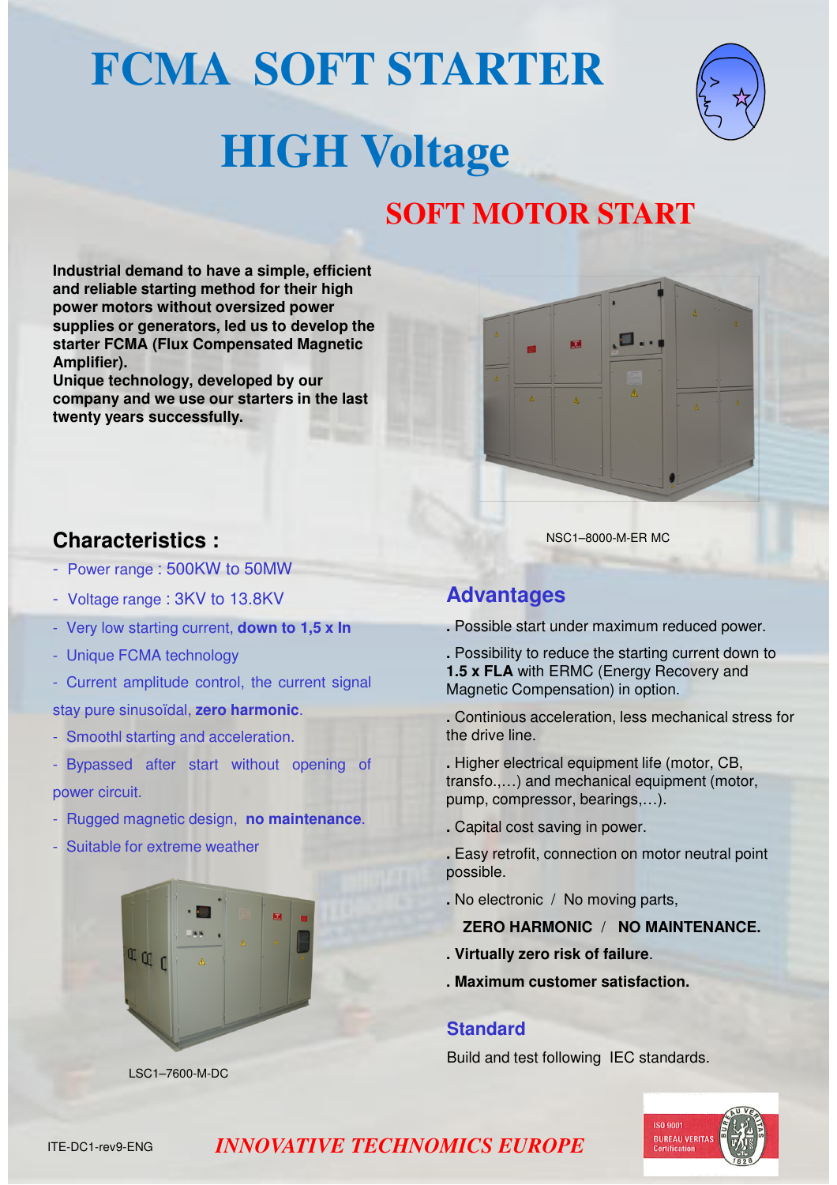# FCMA SOFT STARTER

# HIGH Voltage

## SOFT MOTOR START

**Industrial demand to have a simple, efficient and reliable starting method for their high power motors without oversized power supplies or generators, led us to develop the starter FCMA (Flux Compensated Magnetic Amplifier).**
**Unique technology, developed by our company and we use our starters in the last twenty years successfully.**

NSC1–8000-M-ER MC

## Characteristics :

- Power range : 500KW to 50MW
- Voltage range : 3KV to 13.8KV
- Very low starting current, **down to 1,5 x In**
- Unique FCMA technology
- Current amplitude control, the current signal stay pure sinusoïdal, **zero harmonic**.
- Smoothl starting and acceleration.
- Bypassed after start without opening of power circuit.
- Rugged magnetic design, **no maintenance**.
- Suitable for extreme weather

LSC1–7600-M-DC

## Advantages

. Possible start under maximum reduced power.

. Possibility to reduce the starting current down to **1.5 x FLA** with ERMC (Energy Recovery and Magnetic Compensation) in option.

. Continious acceleration, less mechanical stress for the drive line.

. Higher electrical equipment life (motor, CB, transfo.,...) and mechanical equipment (motor, pump, compressor, bearings,...).

. Capital cost saving in power.

. Easy retrofit, connection on motor neutral point possible.

. No electronic / No moving parts,

**ZERO HARMONIC / NO MAINTENANCE.**

. **Virtually zero risk of failure**.

. **Maximum customer satisfaction.**

## Standard

Build and test following IEC standards.

ITE-DC1-rev9-ENG

*INNOVATIVE TECHNOMICS EUROPE*

ISO 9001 BUREAU VERITAS Certification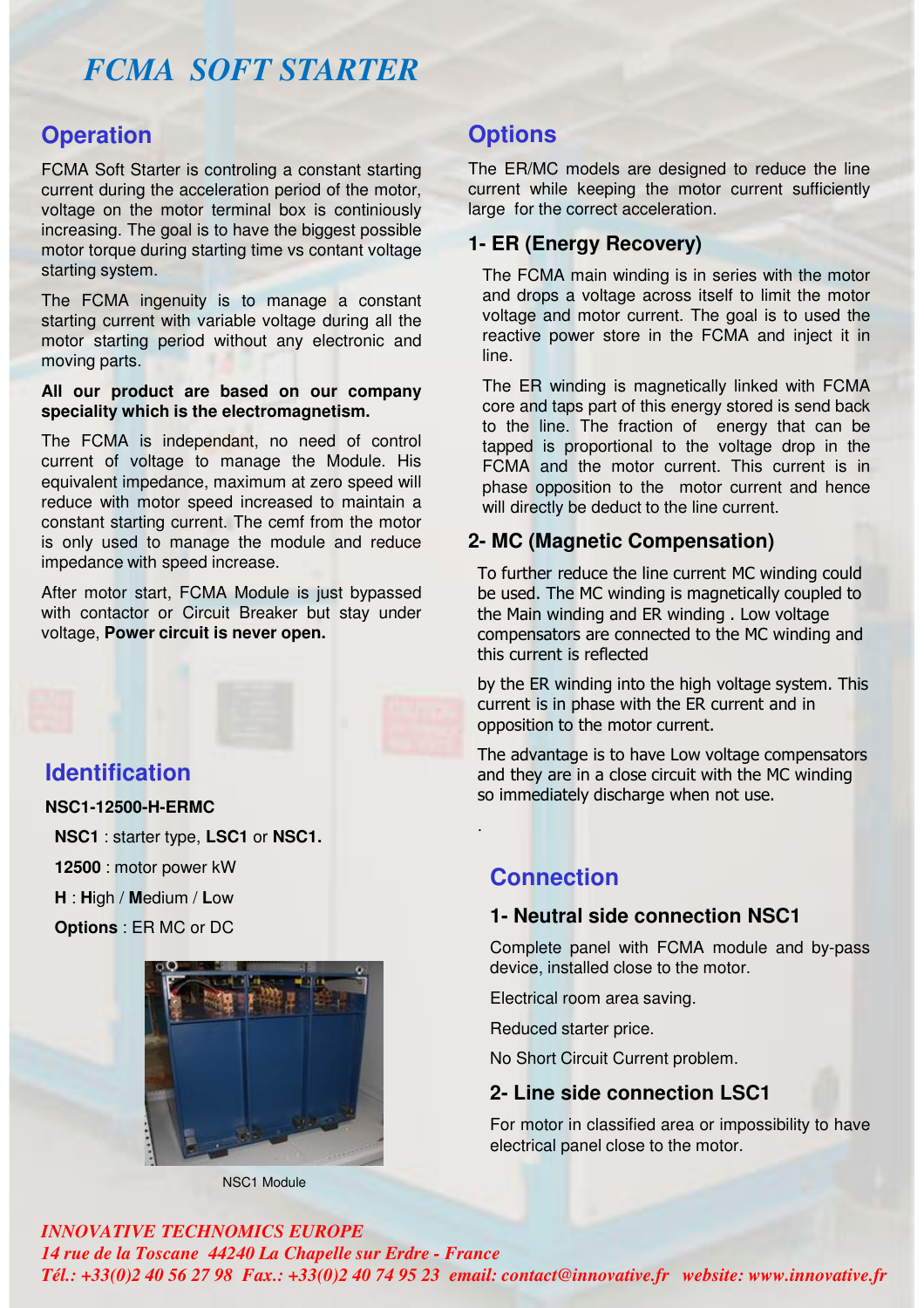# FCMA SOFT STARTER

## Operation

FCMA Soft Starter is controling a constant starting current during the acceleration period of the motor, voltage on the motor terminal box is continiously increasing. The goal is to have the biggest possible motor torque during starting time vs contant voltage starting system.

The FCMA ingenuity is to manage a constant starting current with variable voltage during all the motor starting period without any electronic and moving parts.

**All our product are based on our company speciality which is the electromagnetism.**

The FCMA is independant, no need of control current of voltage to manage the Module. His equivalent impedance, maximum at zero speed will reduce with motor speed increased to maintain a constant starting current. The cemf from the motor is only used to manage the module and reduce impedance with speed increase.

After motor start, FCMA Module is just bypassed with contactor or Circuit Breaker but stay under voltage, **Power circuit is never open.**

## Identification

**NSC1-12500-H-ERMC**

**NSC1** : starter type, **LSC1** or **NSC1.**

**12500** : motor power kW

**H** : **H**igh / **M**edium / **L**ow

**Options** : ER MC or DC

NSC1 Module

## Options

The ER/MC models are designed to reduce the line current while keeping the motor current sufficiently large for the correct acceleration.

### 1- ER (Energy Recovery)

The FCMA main winding is in series with the motor and drops a voltage across itself to limit the motor voltage and motor current. The goal is to used the reactive power store in the FCMA and inject it in line.

The ER winding is magnetically linked with FCMA core and taps part of this energy stored is send back to the line. The fraction of energy that can be tapped is proportional to the voltage drop in the FCMA and the motor current. This current is in phase opposition to the motor current and hence will directly be deduct to the line current.

### 2- MC (Magnetic Compensation)

To further reduce the line current MC winding could be used. The MC winding is magnetically coupled to the Main winding and ER winding . Low voltage compensators are connected to the MC winding and this current is reflected

by the ER winding into the high voltage system. This current is in phase with the ER current and in opposition to the motor current.

The advantage is to have Low voltage compensators and they are in a close circuit with the MC winding so immediately discharge when not use.

## Connection

### 1- Neutral side connection NSC1

Complete panel with FCMA module and by-pass device, installed close to the motor.

Electrical room area saving.

Reduced starter price.

No Short Circuit Current problem.

### 2- Line side connection LSC1

For motor in classified area or impossibility to have electrical panel close to the motor.

*INNOVATIVE TECHNOMICS EUROPE*
*14 rue de la Toscane 44240 La Chapelle sur Erdre - France*
*Tél.: +33(0)2 40 56 27 98 Fax.: +33(0)2 40 74 95 23 email: contact@innovative.fr website: www.innovative.fr*